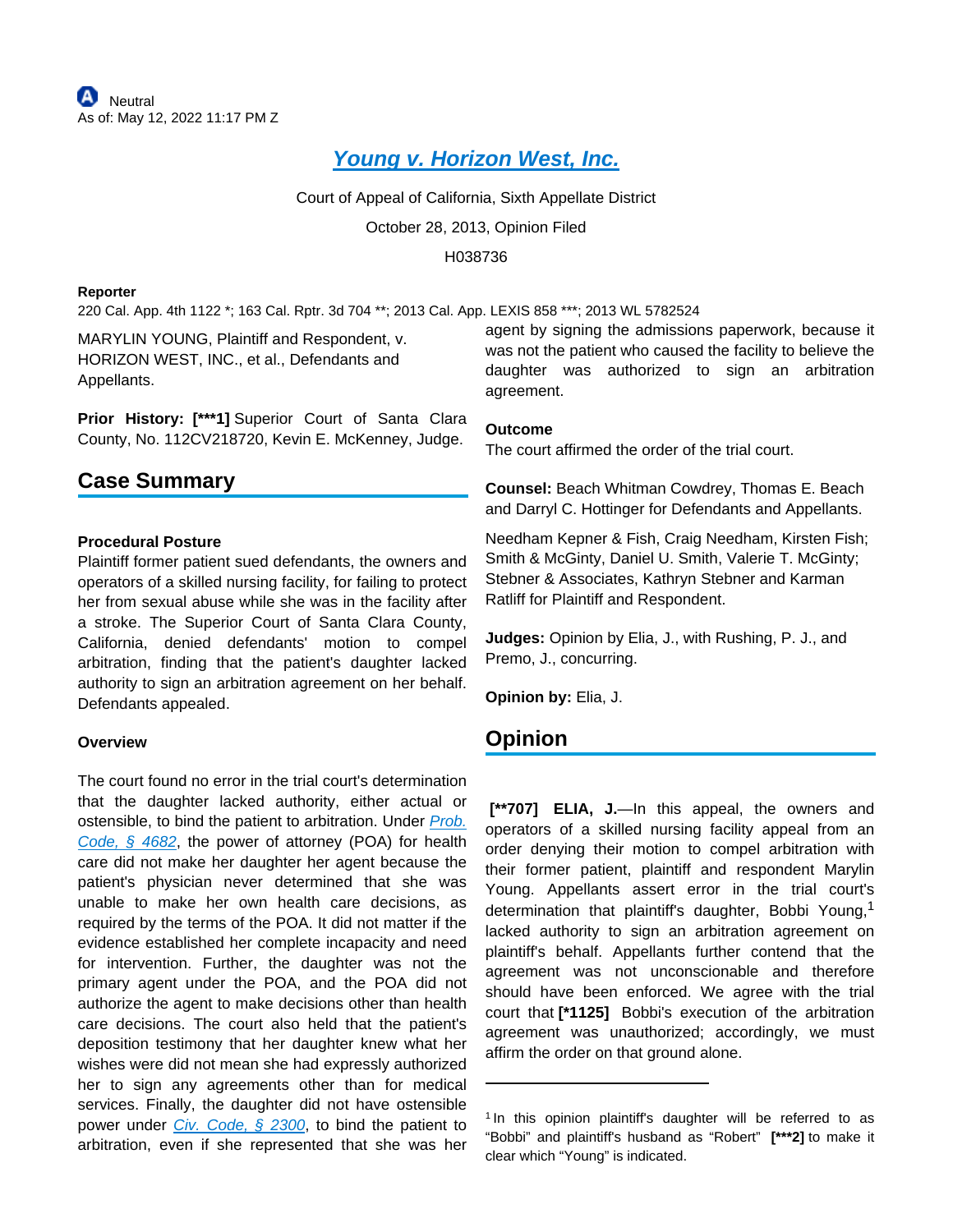Neutral
As of: May 12, 2022 11:17 PM Z

# Young v. Horizon West, Inc.

Court of Appeal of California, Sixth Appellate District

October 28, 2013, Opinion Filed

H038736

**Reporter**

220 Cal. App. 4th 1122 *; 163 Cal. Rptr. 3d 704 **; 2013 Cal. App. LEXIS 858 ***; 2013 WL 5782524

MARYLIN YOUNG, Plaintiff and Respondent, v. HORIZON WEST, INC., et al., Defendants and Appellants.

**Prior History: [***1]** Superior Court of Santa Clara County, No. 112CV218720, Kevin E. McKenney, Judge.

## Case Summary

**Procedural Posture**

Plaintiff former patient sued defendants, the owners and operators of a skilled nursing facility, for failing to protect her from sexual abuse while she was in the facility after a stroke. The Superior Court of Santa Clara County, California, denied defendants' motion to compel arbitration, finding that the patient's daughter lacked authority to sign an arbitration agreement on her behalf. Defendants appealed.

**Overview**

The court found no error in the trial court's determination that the daughter lacked authority, either actual or ostensible, to bind the patient to arbitration. Under Prob. Code, § 4682, the power of attorney (POA) for health care did not make her daughter her agent because the patient's physician never determined that she was unable to make her own health care decisions, as required by the terms of the POA. It did not matter if the evidence established her complete incapacity and need for intervention. Further, the daughter was not the primary agent under the POA, and the POA did not authorize the agent to make decisions other than health care decisions. The court also held that the patient's deposition testimony that her daughter knew what her wishes were did not mean she had expressly authorized her to sign any agreements other than for medical services. Finally, the daughter did not have ostensible power under Civ. Code, § 2300, to bind the patient to arbitration, even if she represented that she was her agent by signing the admissions paperwork, because it was not the patient who caused the facility to believe the daughter was authorized to sign an arbitration agreement.

**Outcome**

The court affirmed the order of the trial court.

**Counsel:** Beach Whitman Cowdrey, Thomas E. Beach and Darryl C. Hottinger for Defendants and Appellants.

Needham Kepner & Fish, Craig Needham, Kirsten Fish; Smith & McGinty, Daniel U. Smith, Valerie T. McGinty; Stebner & Associates, Kathryn Stebner and Karman Ratliff for Plaintiff and Respondent.

**Judges:** Opinion by Elia, J., with Rushing, P. J., and Premo, J., concurring.

**Opinion by:** Elia, J.

## Opinion

**[**707] ELIA, J.**—In this appeal, the owners and operators of a skilled nursing facility appeal from an order denying their motion to compel arbitration with their former patient, plaintiff and respondent Marylin Young. Appellants assert error in the trial court's determination that plaintiff's daughter, Bobbi Young,[1] lacked authority to sign an arbitration agreement on plaintiff's behalf. Appellants further contend that the agreement was not unconscionable and therefore should have been enforced. We agree with the trial court that **[*1125]** Bobbi's execution of the arbitration agreement was unauthorized; accordingly, we must affirm the order on that ground alone.

---

[1] In this opinion plaintiff's daughter will be referred to as "Bobbi" and plaintiff's husband as "Robert" **[***2]** to make it clear which "Young" is indicated.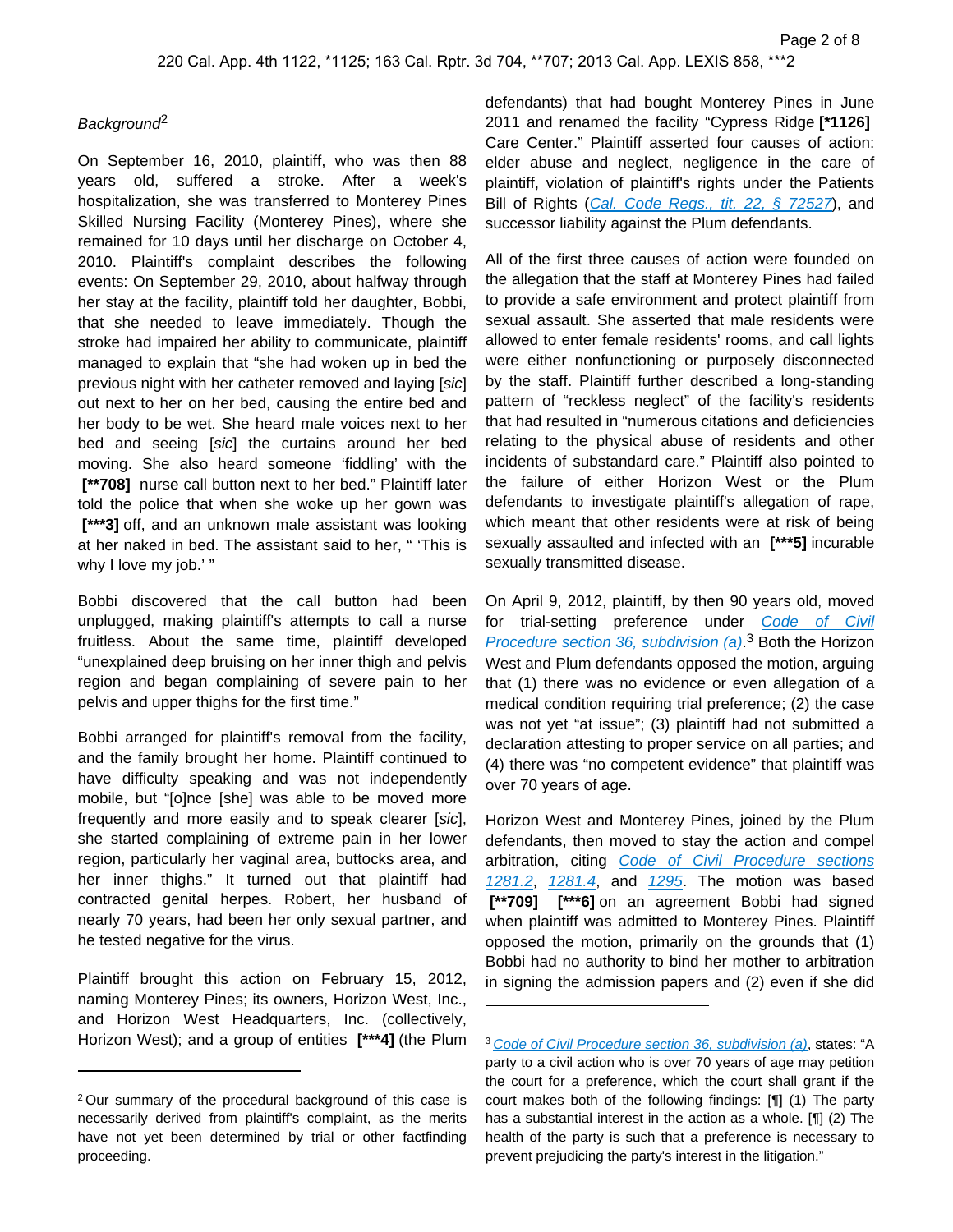*Background*[2]

On September 16, 2010, plaintiff, who was then 88 years old, suffered a stroke. After a week's hospitalization, she was transferred to Monterey Pines Skilled Nursing Facility (Monterey Pines), where she remained for 10 days until her discharge on October 4, 2010. Plaintiff's complaint describes the following events: On September 29, 2010, about halfway through her stay at the facility, plaintiff told her daughter, Bobbi, that she needed to leave immediately. Though the stroke had impaired her ability to communicate, plaintiff managed to explain that "she had woken up in bed the previous night with her catheter removed and laying [*sic*] out next to her on her bed, causing the entire bed and her body to be wet. She heard male voices next to her bed and seeing [*sic*] the curtains around her bed moving. She also heard someone 'fiddling' with the **[\*\*708]** nurse call button next to her bed." Plaintiff later told the police that when she woke up her gown was **[\*\*\*3]** off, and an unknown male assistant was looking at her naked in bed. The assistant said to her, " 'This is why I love my job.' "

Bobbi discovered that the call button had been unplugged, making plaintiff's attempts to call a nurse fruitless. About the same time, plaintiff developed "unexplained deep bruising on her inner thigh and pelvis region and began complaining of severe pain to her pelvis and upper thighs for the first time."

Bobbi arranged for plaintiff's removal from the facility, and the family brought her home. Plaintiff continued to have difficulty speaking and was not independently mobile, but "[o]nce [she] was able to be moved more frequently and more easily and to speak clearer [*sic*], she started complaining of extreme pain in her lower region, particularly her vaginal area, buttocks area, and her inner thighs." It turned out that plaintiff had contracted genital herpes. Robert, her husband of nearly 70 years, had been her only sexual partner, and he tested negative for the virus.

Plaintiff brought this action on February 15, 2012, naming Monterey Pines; its owners, Horizon West, Inc., and Horizon West Headquarters, Inc. (collectively, Horizon West); and a group of entities **[\*\*\*4]** (the Plum defendants) that had bought Monterey Pines in June 2011 and renamed the facility "Cypress Ridge **[\*1126]** Care Center." Plaintiff asserted four causes of action: elder abuse and neglect, negligence in the care of plaintiff, violation of plaintiff's rights under the Patients Bill of Rights (*Cal. Code Regs., tit. 22, § 72527*), and successor liability against the Plum defendants.

All of the first three causes of action were founded on the allegation that the staff at Monterey Pines had failed to provide a safe environment and protect plaintiff from sexual assault. She asserted that male residents were allowed to enter female residents' rooms, and call lights were either nonfunctioning or purposely disconnected by the staff. Plaintiff further described a long-standing pattern of "reckless neglect" of the facility's residents that had resulted in "numerous citations and deficiencies relating to the physical abuse of residents and other incidents of substandard care." Plaintiff also pointed to the failure of either Horizon West or the Plum defendants to investigate plaintiff's allegation of rape, which meant that other residents were at risk of being sexually assaulted and infected with an **[\*\*\*5]** incurable sexually transmitted disease.

On April 9, 2012, plaintiff, by then 90 years old, moved for trial-setting preference under *Code of Civil Procedure section 36, subdivision (a)*.[3] Both the Horizon West and Plum defendants opposed the motion, arguing that (1) there was no evidence or even allegation of a medical condition requiring trial preference; (2) the case was not yet "at issue"; (3) plaintiff had not submitted a declaration attesting to proper service on all parties; and (4) there was "no competent evidence" that plaintiff was over 70 years of age.

Horizon West and Monterey Pines, joined by the Plum defendants, then moved to stay the action and compel arbitration, citing *Code of Civil Procedure sections 1281.2*, *1281.4*, and *1295*. The motion was based **[\*\*709]** **[\*\*\*6]** on an agreement Bobbi had signed when plaintiff was admitted to Monterey Pines. Plaintiff opposed the motion, primarily on the grounds that (1) Bobbi had no authority to bind her mother to arbitration in signing the admission papers and (2) even if she did

---

[2] Our summary of the procedural background of this case is necessarily derived from plaintiff's complaint, as the merits have not yet been determined by trial or other factfinding proceeding.

[3] *Code of Civil Procedure section 36, subdivision (a)*, states: "A party to a civil action who is over 70 years of age may petition the court for a preference, which the court shall grant if the court makes both of the following findings: [¶] (1) The party has a substantial interest in the action as a whole. [¶] (2) The health of the party is such that a preference is necessary to prevent prejudicing the party's interest in the litigation."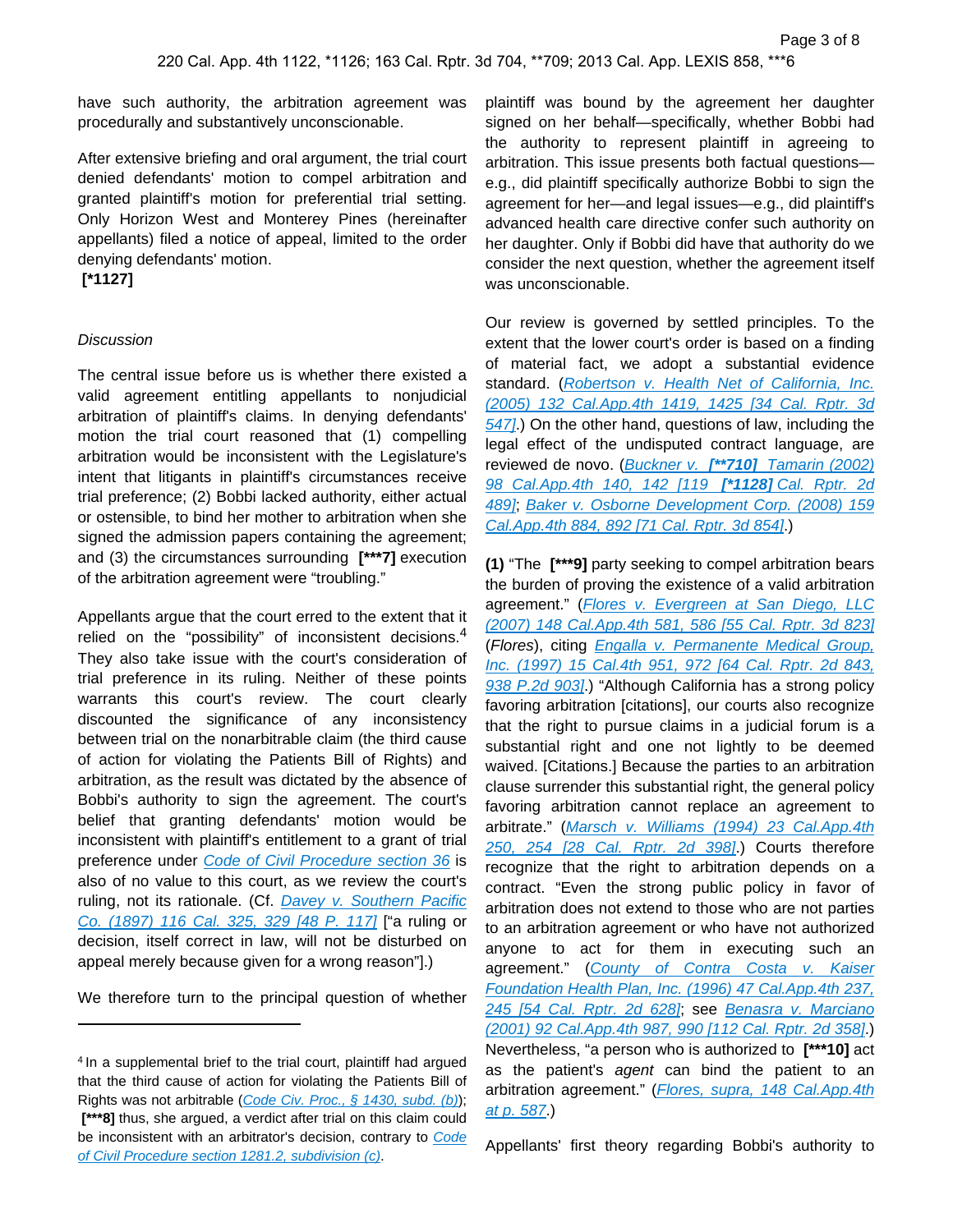have such authority, the arbitration agreement was procedurally and substantively unconscionable.

After extensive briefing and oral argument, the trial court denied defendants' motion to compel arbitration and granted plaintiff's motion for preferential trial setting. Only Horizon West and Monterey Pines (hereinafter appellants) filed a notice of appeal, limited to the order denying defendants' motion.
**[*1127]**

*Discussion*

The central issue before us is whether there existed a valid agreement entitling appellants to nonjudicial arbitration of plaintiff's claims. In denying defendants' motion the trial court reasoned that (1) compelling arbitration would be inconsistent with the Legislature's intent that litigants in plaintiff's circumstances receive trial preference; (2) Bobbi lacked authority, either actual or ostensible, to bind her mother to arbitration when she signed the admission papers containing the agreement; and (3) the circumstances surrounding **[***7]** execution of the arbitration agreement were "troubling."

Appellants argue that the court erred to the extent that it relied on the "possibility" of inconsistent decisions.[4] They also take issue with the court's consideration of trial preference in its ruling. Neither of these points warrants this court's review. The court clearly discounted the significance of any inconsistency between trial on the nonarbitrable claim (the third cause of action for violating the Patients Bill of Rights) and arbitration, as the result was dictated by the absence of Bobbi's authority to sign the agreement. The court's belief that granting defendants' motion would be inconsistent with plaintiff's entitlement to a grant of trial preference under Code of Civil Procedure section 36 is also of no value to this court, as we review the court's ruling, not its rationale. (Cf. Davey v. Southern Pacific Co. (1897) 116 Cal. 325, 329 [48 P. 117] ["a ruling or decision, itself correct in law, will not be disturbed on appeal merely because given for a wrong reason"].)

We therefore turn to the principal question of whether plaintiff was bound by the agreement her daughter signed on her behalf—specifically, whether Bobbi had the authority to represent plaintiff in agreeing to arbitration. This issue presents both factual questions—e.g., did plaintiff specifically authorize Bobbi to sign the agreement for her—and legal issues—e.g., did plaintiff's advanced health care directive confer such authority on her daughter. Only if Bobbi did have that authority do we consider the next question, whether the agreement itself was unconscionable.

Our review is governed by settled principles. To the extent that the lower court's order is based on a finding of material fact, we adopt a substantial evidence standard. (Robertson v. Health Net of California, Inc. (2005) 132 Cal.App.4th 1419, 1425 [34 Cal. Rptr. 3d 547].) On the other hand, questions of law, including the legal effect of the undisputed contract language, are reviewed de novo. (Buckner v. **[**710]** Tamarin (2002) 98 Cal.App.4th 140, 142 [119 **[*1128]** Cal. Rptr. 2d 489]; Baker v. Osborne Development Corp. (2008) 159 Cal.App.4th 884, 892 [71 Cal. Rptr. 3d 854].)

**(1)** "The **[***9]** party seeking to compel arbitration bears the burden of proving the existence of a valid arbitration agreement." (Flores v. Evergreen at San Diego, LLC (2007) 148 Cal.App.4th 581, 586 [55 Cal. Rptr. 3d 823] (*Flores*), citing Engalla v. Permanente Medical Group, Inc. (1997) 15 Cal.4th 951, 972 [64 Cal. Rptr. 2d 843, 938 P.2d 903].) "Although California has a strong policy favoring arbitration [citations], our courts also recognize that the right to pursue claims in a judicial forum is a substantial right and one not lightly to be deemed waived. [Citations.] Because the parties to an arbitration clause surrender this substantial right, the general policy favoring arbitration cannot replace an agreement to arbitrate." (Marsch v. Williams (1994) 23 Cal.App.4th 250, 254 [28 Cal. Rptr. 2d 398].) Courts therefore recognize that the right to arbitration depends on a contract. "Even the strong public policy in favor of arbitration does not extend to those who are not parties to an arbitration agreement or who have not authorized anyone to act for them in executing such an agreement." (County of Contra Costa v. Kaiser Foundation Health Plan, Inc. (1996) 47 Cal.App.4th 237, 245 [54 Cal. Rptr. 2d 628]; see Benasra v. Marciano (2001) 92 Cal.App.4th 987, 990 [112 Cal. Rptr. 2d 358].) Nevertheless, "a person who is authorized to **[***10]** act as the patient's *agent* can bind the patient to an arbitration agreement." (Flores, supra, 148 Cal.App.4th at p. 587.)

Appellants' first theory regarding Bobbi's authority to

---

[4] In a supplemental brief to the trial court, plaintiff had argued that the third cause of action for violating the Patients Bill of Rights was not arbitrable (Code Civ. Proc., § 1430, subd. (b)); **[***8]** thus, she argued, a verdict after trial on this claim could be inconsistent with an arbitrator's decision, contrary to Code of Civil Procedure section 1281.2, subdivision (c).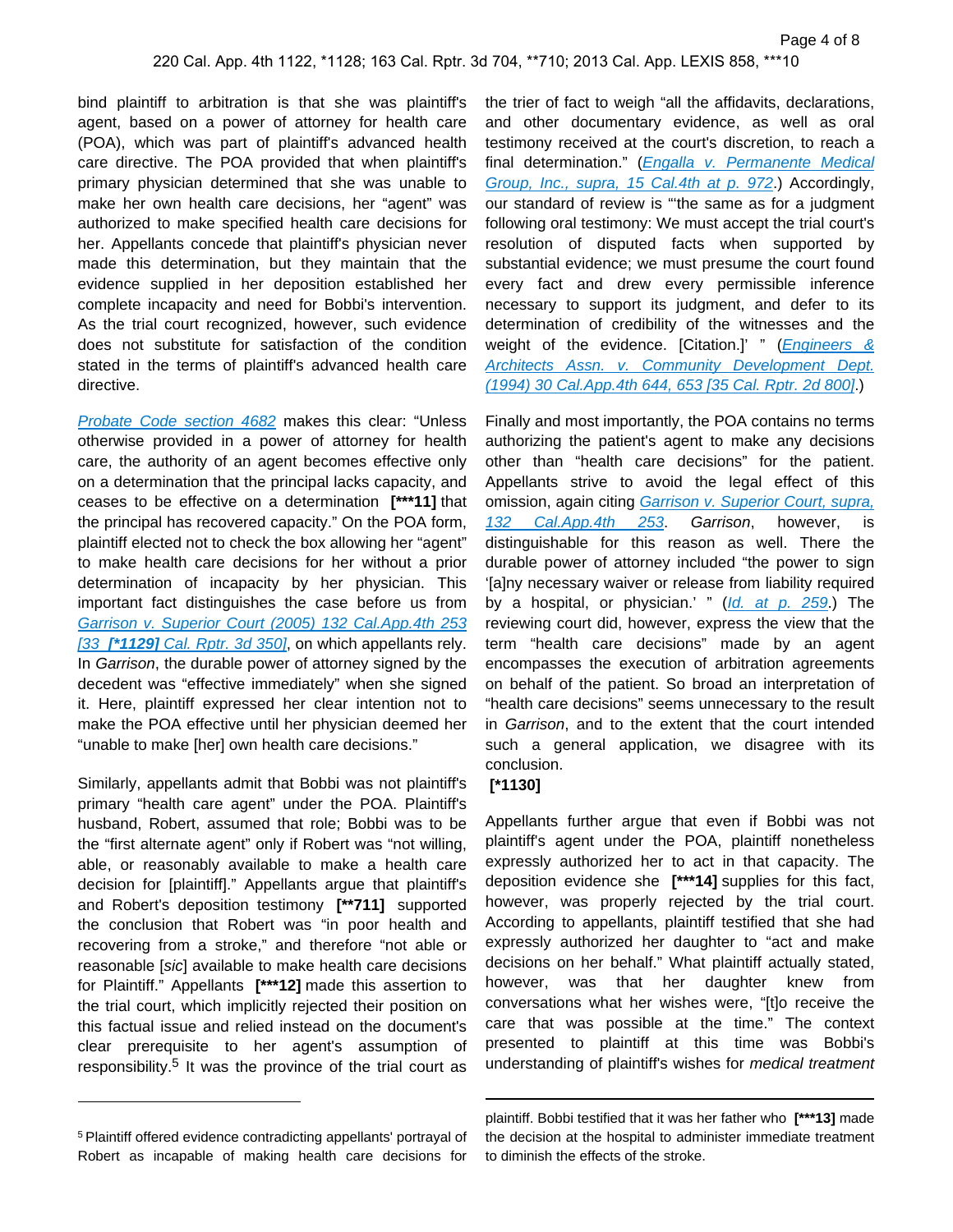bind plaintiff to arbitration is that she was plaintiff's agent, based on a power of attorney for health care (POA), which was part of plaintiff's advanced health care directive. The POA provided that when plaintiff's primary physician determined that she was unable to make her own health care decisions, her "agent" was authorized to make specified health care decisions for her. Appellants concede that plaintiff's physician never made this determination, but they maintain that the evidence supplied in her deposition established her complete incapacity and need for Bobbi's intervention. As the trial court recognized, however, such evidence does not substitute for satisfaction of the condition stated in the terms of plaintiff's advanced health care directive.

Probate Code section 4682 makes this clear: "Unless otherwise provided in a power of attorney for health care, the authority of an agent becomes effective only on a determination that the principal lacks capacity, and ceases to be effective on a determination **[***11]** that the principal has recovered capacity." On the POA form, plaintiff elected not to check the box allowing her "agent" to make health care decisions for her without a prior determination of incapacity by her physician. This important fact distinguishes the case before us from Garrison v. Superior Court (2005) 132 Cal.App.4th 253 [33 **[*1129]** Cal. Rptr. 3d 350], on which appellants rely. In *Garrison*, the durable power of attorney signed by the decedent was "effective immediately" when she signed it. Here, plaintiff expressed her clear intention not to make the POA effective until her physician deemed her "unable to make [her] own health care decisions."

Similarly, appellants admit that Bobbi was not plaintiff's primary "health care agent" under the POA. Plaintiff's husband, Robert, assumed that role; Bobbi was to be the "first alternate agent" only if Robert was "not willing, able, or reasonably available to make a health care decision for [plaintiff]." Appellants argue that plaintiff's and Robert's deposition testimony **[**711]** supported the conclusion that Robert was "in poor health and recovering from a stroke," and therefore "not able or reasonable [*sic*] available to make health care decisions for Plaintiff." Appellants **[***12]** made this assertion to the trial court, which implicitly rejected their position on this factual issue and relied instead on the document's clear prerequisite to her agent's assumption of responsibility.[5] It was the province of the trial court as the trier of fact to weigh "all the affidavits, declarations, and other documentary evidence, as well as oral testimony received at the court's discretion, to reach a final determination." (Engalla v. Permanente Medical Group, Inc., supra, 15 Cal.4th at p. 972.) Accordingly, our standard of review is "'the same as for a judgment following oral testimony: We must accept the trial court's resolution of disputed facts when supported by substantial evidence; we must presume the court found every fact and drew every permissible inference necessary to support its judgment, and defer to its determination of credibility of the witnesses and the weight of the evidence. [Citation.]' " (Engineers & Architects Assn. v. Community Development Dept. (1994) 30 Cal.App.4th 644, 653 [35 Cal. Rptr. 2d 800].)

Finally and most importantly, the POA contains no terms authorizing the patient's agent to make any decisions other than "health care decisions" for the patient. Appellants strive to avoid the legal effect of this omission, again citing Garrison v. Superior Court, supra, 132 Cal.App.4th 253. *Garrison*, however, is distinguishable for this reason as well. There the durable power of attorney included "the power to sign '[a]ny necessary waiver or release from liability required by a hospital, or physician.' " (Id. at p. 259.) The reviewing court did, however, express the view that the term "health care decisions" made by an agent encompasses the execution of arbitration agreements on behalf of the patient. So broad an interpretation of "health care decisions" seems unnecessary to the result in *Garrison*, and to the extent that the court intended such a general application, we disagree with its conclusion.

**[*1130]**

Appellants further argue that even if Bobbi was not plaintiff's agent under the POA, plaintiff nonetheless expressly authorized her to act in that capacity. The deposition evidence she **[***14]** supplies for this fact, however, was properly rejected by the trial court. According to appellants, plaintiff testified that she had expressly authorized her daughter to "act and make decisions on her behalf." What plaintiff actually stated, however, was that her daughter knew from conversations what her wishes were, "[t]o receive the care that was possible at the time." The context presented to plaintiff at this time was Bobbi's understanding of plaintiff's wishes for *medical treatment*

---

[5] Plaintiff offered evidence contradicting appellants' portrayal of Robert as incapable of making health care decisions for plaintiff. Bobbi testified that it was her father who **[***13]** made the decision at the hospital to administer immediate treatment to diminish the effects of the stroke.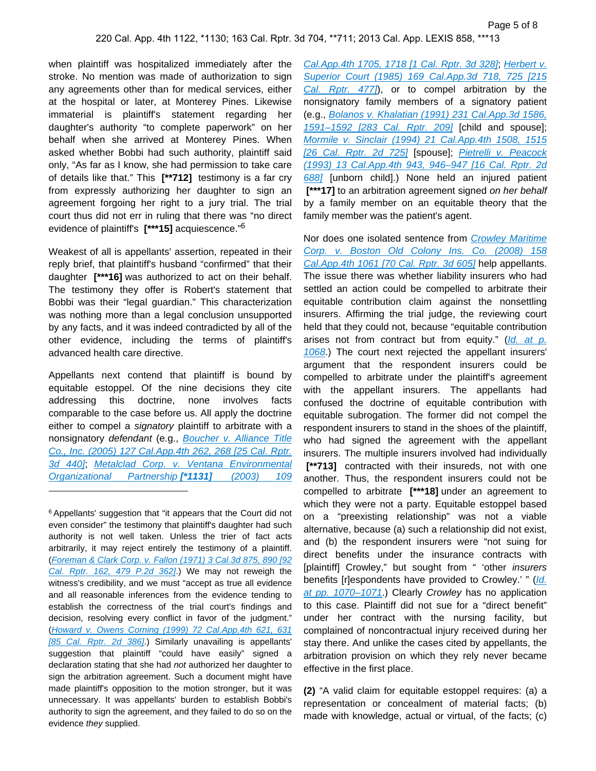when plaintiff was hospitalized immediately after the stroke. No mention was made of authorization to sign any agreements other than for medical services, either at the hospital or later, at Monterey Pines. Likewise immaterial is plaintiff's statement regarding her daughter's authority "to complete paperwork" on her behalf when she arrived at Monterey Pines. When asked whether Bobbi had such authority, plaintiff said only, "As far as I know, she had permission to take care of details like that." This **[**712]** testimony is a far cry from expressly authorizing her daughter to sign an agreement forgoing her right to a jury trial. The trial court thus did not err in ruling that there was "no direct evidence of plaintiff's **[***15]** acquiescence."[6]

Weakest of all is appellants' assertion, repeated in their reply brief, that plaintiff's husband "confirmed" that their daughter **[***16]** was authorized to act on their behalf. The testimony they offer is Robert's statement that Bobbi was their "legal guardian." This characterization was nothing more than a legal conclusion unsupported by any facts, and it was indeed contradicted by all of the other evidence, including the terms of plaintiff's advanced health care directive.

Appellants next contend that plaintiff is bound by equitable estoppel. Of the nine decisions they cite addressing this doctrine, none involves facts comparable to the case before us. All apply the doctrine either to compel a *signatory* plaintiff to arbitrate with a nonsignatory *defendant* (e.g., Boucher v. Alliance Title Co., Inc. (2005) 127 Cal.App.4th 262, 268 [25 Cal. Rptr. 3d 440]; Metalclad Corp. v. Ventana Environmental Organizational Partnership **[*1131]** (2003) 109 Cal.App.4th 1705, 1718 [1 Cal. Rptr. 3d 328]; Herbert v. Superior Court (1985) 169 Cal.App.3d 718, 725 [215 Cal. Rptr. 477]), or to compel arbitration by the nonsignatory family members of a signatory patient (e.g., Bolanos v. Khalatian (1991) 231 Cal.App.3d 1586, 1591–1592 [283 Cal. Rptr. 209] [child and spouse]; Mormile v. Sinclair (1994) 21 Cal.App.4th 1508, 1515 [26 Cal. Rptr. 2d 725] [spouse]; Pietrelli v. Peacock (1993) 13 Cal.App.4th 943, 946–947 [16 Cal. Rptr. 2d 688] [unborn child].) None held an injured patient **[***17]** to an arbitration agreement signed *on her behalf* by a family member on an equitable theory that the family member was the patient's agent.

Nor does one isolated sentence from Crowley Maritime Corp. v. Boston Old Colony Ins. Co. (2008) 158 Cal.App.4th 1061 [70 Cal. Rptr. 3d 605] help appellants. The issue there was whether liability insurers who had settled an action could be compelled to arbitrate their equitable contribution claim against the nonsettling insurers. Affirming the trial judge, the reviewing court held that they could not, because "equitable contribution arises not from contract but from equity." (Id. at p. 1068.) The court next rejected the appellant insurers' argument that the respondent insurers could be compelled to arbitrate under the plaintiff's agreement with the appellant insurers. The appellants had confused the doctrine of equitable contribution with equitable subrogation. The former did not compel the respondent insurers to stand in the shoes of the plaintiff, who had signed the agreement with the appellant insurers. The multiple insurers involved had individually **[**713]** contracted with their insureds, not with one another. Thus, the respondent insurers could not be compelled to arbitrate **[***18]** under an agreement to which they were not a party. Equitable estoppel based on a "preexisting relationship" was not a viable alternative, because (a) such a relationship did not exist, and (b) the respondent insurers were "not suing for direct benefits under the insurance contracts with [plaintiff] Crowley," but sought from " 'other *insurers* benefits [r]espondents have provided to Crowley.' " (Id. at pp. 1070–1071.) Clearly *Crowley* has no application to this case. Plaintiff did not sue for a "direct benefit" under her contract with the nursing facility, but complained of noncontractual injury received during her stay there. And unlike the cases cited by appellants, the arbitration provision on which they rely never became effective in the first place.

**(2)** "A valid claim for equitable estoppel requires: (a) a representation or concealment of material facts; (b) made with knowledge, actual or virtual, of the facts; (c)

---

[6] Appellants' suggestion that "it appears that the Court did not even consider" the testimony that plaintiff's daughter had such authority is not well taken. Unless the trier of fact acts arbitrarily, it may reject entirely the testimony of a plaintiff. (Foreman & Clark Corp. v. Fallon (1971) 3 Cal.3d 875, 890 [92 Cal. Rptr. 162, 479 P.2d 362].) We may not reweigh the witness's credibility, and we must "accept as true all evidence and all reasonable inferences from the evidence tending to establish the correctness of the trial court's findings and decision, resolving every conflict in favor of the judgment." (Howard v. Owens Corning (1999) 72 Cal.App.4th 621, 631 [85 Cal. Rptr. 2d 386].) Similarly unavailing is appellants' suggestion that plaintiff "could have easily" signed a declaration stating that she had *not* authorized her daughter to sign the arbitration agreement. Such a document might have made plaintiff's opposition to the motion stronger, but it was unnecessary. It was appellants' burden to establish Bobbi's authority to sign the agreement, and they failed to do so on the evidence *they* supplied.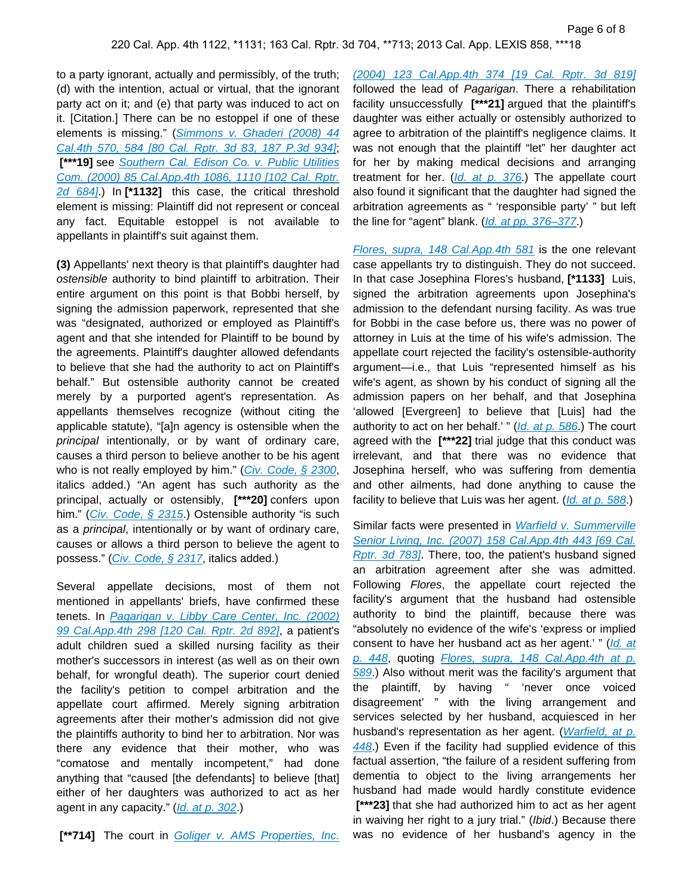to a party ignorant, actually and permissibly, of the truth; (d) with the intention, actual or virtual, that the ignorant party act on it; and (e) that party was induced to act on it. [Citation.] There can be no estoppel if one of these elements is missing." (Simmons v. Ghaderi (2008) 44 Cal.4th 570, 584 [80 Cal. Rptr. 3d 83, 187 P.3d 934]; **[\*\*\*19]** see Southern Cal. Edison Co. v. Public Utilities Com. (2000) 85 Cal.App.4th 1086, 1110 [102 Cal. Rptr. 2d 684].) In **[\*1132]** this case, the critical threshold element is missing: Plaintiff did not represent or conceal any fact. Equitable estoppel is not available to appellants in plaintiff's suit against them.

**(3)** Appellants' next theory is that plaintiff's daughter had *ostensible* authority to bind plaintiff to arbitration. Their entire argument on this point is that Bobbi herself, by signing the admission paperwork, represented that she was "designated, authorized or employed as Plaintiff's agent and that she intended for Plaintiff to be bound by the agreements. Plaintiff's daughter allowed defendants to believe that she had the authority to act on Plaintiff's behalf." But ostensible authority cannot be created merely by a purported agent's representation. As appellants themselves recognize (without citing the applicable statute), "[a]n agency is ostensible when the *principal* intentionally, or by want of ordinary care, causes a third person to believe another to be his agent who is not really employed by him." (Civ. Code, § 2300, italics added.) "An agent has such authority as the principal, actually or ostensibly, **[\*\*\*20]** confers upon him." (Civ. Code, § 2315.) Ostensible authority "is such as a *principal*, intentionally or by want of ordinary care, causes or allows a third person to believe the agent to possess." (Civ. Code, § 2317, italics added.)

Several appellate decisions, most of them not mentioned in appellants' briefs, have confirmed these tenets. In Pagarigan v. Libby Care Center, Inc. (2002) 99 Cal.App.4th 298 [120 Cal. Rptr. 2d 892], a patient's adult children sued a skilled nursing facility as their mother's successors in interest (as well as on their own behalf, for wrongful death). The superior court denied the facility's petition to compel arbitration and the appellate court affirmed. Merely signing arbitration agreements after their mother's admission did not give the plaintiffs authority to bind her to arbitration. Nor was there any evidence that their mother, who was "comatose and mentally incompetent," had done anything that "caused [the defendants] to believe [that] either of her daughters was authorized to act as her agent in any capacity." (Id. at p. 302.)

**[\*\*714]** The court in Goliger v. AMS Properties, Inc. (2004) 123 Cal.App.4th 374 [19 Cal. Rptr. 3d 819] followed the lead of *Pagarigan*. There a rehabilitation facility unsuccessfully **[\*\*\*21]** argued that the plaintiff's daughter was either actually or ostensibly authorized to agree to arbitration of the plaintiff's negligence claims. It was not enough that the plaintiff "let" her daughter act for her by making medical decisions and arranging treatment for her. (Id. at p. 376.) The appellate court also found it significant that the daughter had signed the arbitration agreements as " 'responsible party' " but left the line for "agent" blank. (Id. at pp. 376–377.)

Flores, supra, 148 Cal.App.4th 581 is the one relevant case appellants try to distinguish. They do not succeed. In that case Josephina Flores's husband, **[\*1133]** Luis, signed the arbitration agreements upon Josephina's admission to the defendant nursing facility. As was true for Bobbi in the case before us, there was no power of attorney in Luis at the time of his wife's admission. The appellate court rejected the facility's ostensible-authority argument—i.e., that Luis "represented himself as his wife's agent, as shown by his conduct of signing all the admission papers on her behalf, and that Josephina 'allowed [Evergreen] to believe that [Luis] had the authority to act on her behalf.' " (Id. at p. 586.) The court agreed with the **[\*\*\*22]** trial judge that this conduct was irrelevant, and that there was no evidence that Josephina herself, who was suffering from dementia and other ailments, had done anything to cause the facility to believe that Luis was her agent. (Id. at p. 588.)

Similar facts were presented in Warfield v. Summerville Senior Living, Inc. (2007) 158 Cal.App.4th 443 [69 Cal. Rptr. 3d 783]. There, too, the patient's husband signed an arbitration agreement after she was admitted. Following *Flores*, the appellate court rejected the facility's argument that the husband had ostensible authority to bind the plaintiff, because there was "absolutely no evidence of the wife's 'express or implied consent to have her husband act as her agent.' " (Id. at p. 448, quoting Flores, supra, 148 Cal.App.4th at p. 589.) Also without merit was the facility's argument that the plaintiff, by having " 'never once voiced disagreement' " with the living arrangement and services selected by her husband, acquiesced in her husband's representation as her agent. (Warfield, at p. 448.) Even if the facility had supplied evidence of this factual assertion, "the failure of a resident suffering from dementia to object to the living arrangements her husband had made would hardly constitute evidence **[\*\*\*23]** that she had authorized him to act as her agent in waiving her right to a jury trial." (*Ibid*.) Because there was no evidence of her husband's agency in the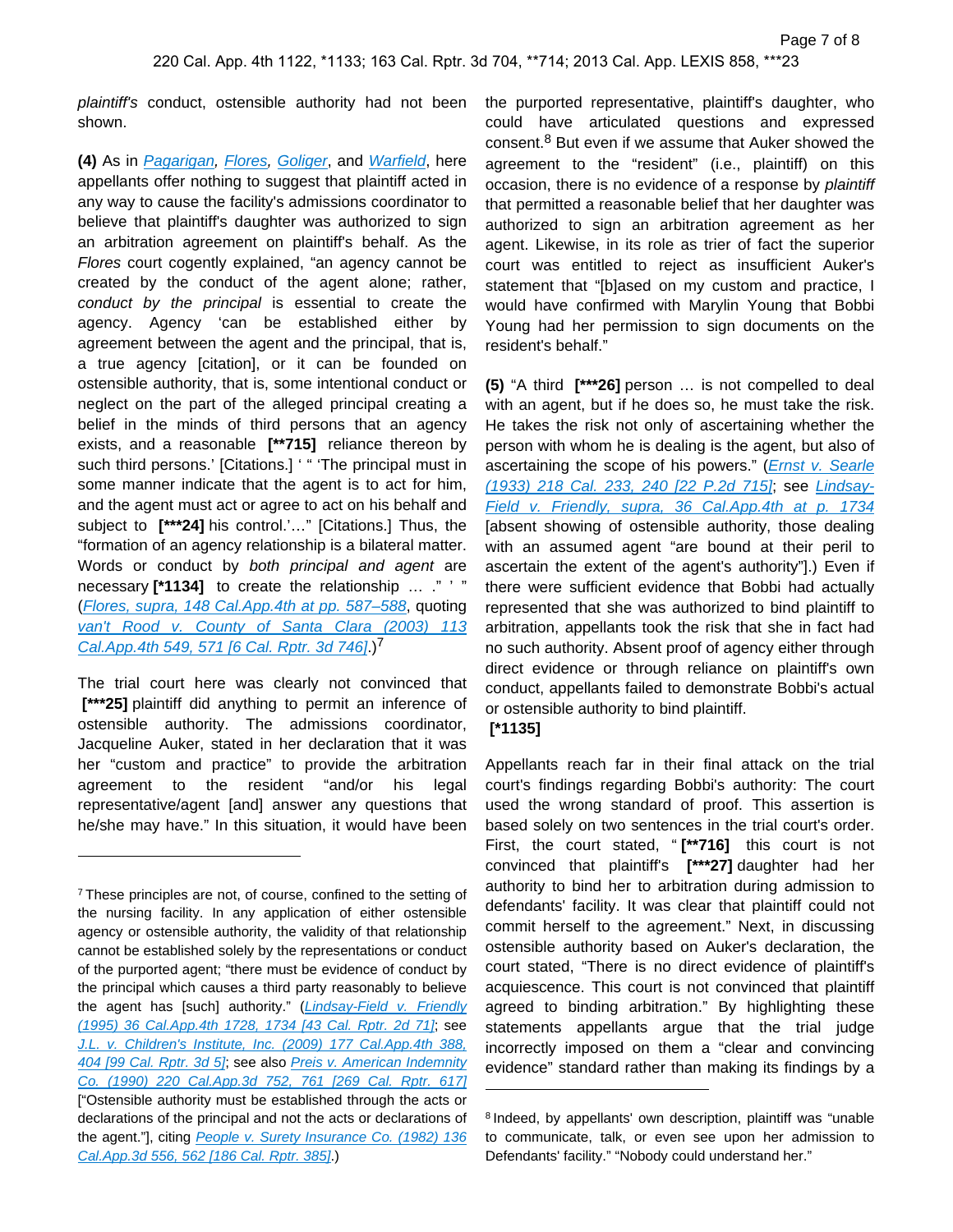*plaintiff's* conduct, ostensible authority had not been shown.

**(4)** As in *Pagarigan*, *Flores*, *Goliger*, and *Warfield*, here appellants offer nothing to suggest that plaintiff acted in any way to cause the facility's admissions coordinator to believe that plaintiff's daughter was authorized to sign an arbitration agreement on plaintiff's behalf. As the *Flores* court cogently explained, "an agency cannot be created by the conduct of the agent alone; rather, *conduct by the principal* is essential to create the agency. Agency 'can be established either by agreement between the agent and the principal, that is, a true agency [citation], or it can be founded on ostensible authority, that is, some intentional conduct or neglect on the part of the alleged principal creating a belief in the minds of third persons that an agency exists, and a reasonable **[\*\*715]** reliance thereon by such third persons.' [Citations.] ' " 'The principal must in some manner indicate that the agent is to act for him, and the agent must act or agree to act on his behalf and subject to **[\*\*\*24]** his control.'…" [Citations.] Thus, the "formation of an agency relationship is a bilateral matter. Words or conduct by *both principal and agent* are necessary **[\*1134]** to create the relationship … ." ' " (Flores, supra, 148 Cal.App.4th at pp. 587–588, quoting van't Rood v. County of Santa Clara (2003) 113 Cal.App.4th 549, 571 [6 Cal. Rptr. 3d 746].)[7]

The trial court here was clearly not convinced that **[\*\*\*25]** plaintiff did anything to permit an inference of ostensible authority. The admissions coordinator, Jacqueline Auker, stated in her declaration that it was her "custom and practice" to provide the arbitration agreement to the resident "and/or his legal representative/agent [and] answer any questions that he/she may have." In this situation, it would have been the purported representative, plaintiff's daughter, who could have articulated questions and expressed consent.[8] But even if we assume that Auker showed the agreement to the "resident" (i.e., plaintiff) on this occasion, there is no evidence of a response by *plaintiff* that permitted a reasonable belief that her daughter was authorized to sign an arbitration agreement as her agent. Likewise, in its role as trier of fact the superior court was entitled to reject as insufficient Auker's statement that "[b]ased on my custom and practice, I would have confirmed with Marylin Young that Bobbi Young had her permission to sign documents on the resident's behalf."

**(5)** "A third **[\*\*\*26]** person … is not compelled to deal with an agent, but if he does so, he must take the risk. He takes the risk not only of ascertaining whether the person with whom he is dealing is the agent, but also of ascertaining the scope of his powers." (Ernst v. Searle (1933) 218 Cal. 233, 240 [22 P.2d 715]; see Lindsay-Field v. Friendly, supra, 36 Cal.App.4th at p. 1734 [absent showing of ostensible authority, those dealing with an assumed agent "are bound at their peril to ascertain the extent of the agent's authority"].) Even if there were sufficient evidence that Bobbi had actually represented that she was authorized to bind plaintiff to arbitration, appellants took the risk that she in fact had no such authority. Absent proof of agency either through direct evidence or through reliance on plaintiff's own conduct, appellants failed to demonstrate Bobbi's actual or ostensible authority to bind plaintiff.

**[\*1135]**

Appellants reach far in their final attack on the trial court's findings regarding Bobbi's authority: The court used the wrong standard of proof. This assertion is based solely on two sentences in the trial court's order. First, the court stated, " **[\*\*716]** this court is not convinced that plaintiff's **[\*\*\*27]** daughter had her authority to bind her to arbitration during admission to defendants' facility. It was clear that plaintiff could not commit herself to the agreement." Next, in discussing ostensible authority based on Auker's declaration, the court stated, "There is no direct evidence of plaintiff's acquiescence. This court is not convinced that plaintiff agreed to binding arbitration." By highlighting these statements appellants argue that the trial judge incorrectly imposed on them a "clear and convincing evidence" standard rather than making its findings by a

---

[7] These principles are not, of course, confined to the setting of the nursing facility. In any application of either ostensible agency or ostensible authority, the validity of that relationship cannot be established solely by the representations or conduct of the purported agent; "there must be evidence of conduct by the principal which causes a third party reasonably to believe the agent has [such] authority." (Lindsay-Field v. Friendly (1995) 36 Cal.App.4th 1728, 1734 [43 Cal. Rptr. 2d 71]; see J.L. v. Children's Institute, Inc. (2009) 177 Cal.App.4th 388, 404 [99 Cal. Rptr. 3d 5]; see also Preis v. American Indemnity Co. (1990) 220 Cal.App.3d 752, 761 [269 Cal. Rptr. 617] ["Ostensible authority must be established through the acts or declarations of the principal and not the acts or declarations of the agent."], citing People v. Surety Insurance Co. (1982) 136 Cal.App.3d 556, 562 [186 Cal. Rptr. 385].)

[8] Indeed, by appellants' own description, plaintiff was "unable to communicate, talk, or even see upon her admission to Defendants' facility." "Nobody could understand her."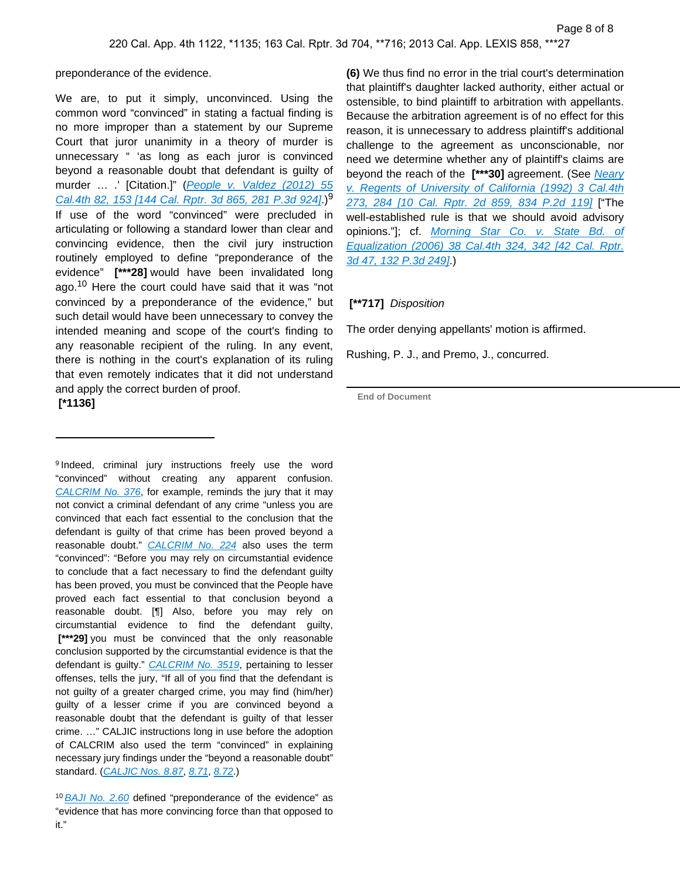preponderance of the evidence.

We are, to put it simply, unconvinced. Using the common word "convinced" in stating a factual finding is no more improper than a statement by our Supreme Court that juror unanimity in a theory of murder is unnecessary " 'as long as each juror is convinced beyond a reasonable doubt that defendant is guilty of murder … .' [Citation.]" (*People v. Valdez (2012) 55 Cal.4th 82, 153 [144 Cal. Rptr. 3d 865, 281 P.3d 924]*.)[9] If use of the word "convinced" were precluded in articulating or following a standard lower than clear and convincing evidence, then the civil jury instruction routinely employed to define "preponderance of the evidence" **[***28]** would have been invalidated long ago.[10] Here the court could have said that it was "not convinced by a preponderance of the evidence," but such detail would have been unnecessary to convey the intended meaning and scope of the court's finding to any reasonable recipient of the ruling. In any event, there is nothing in the court's explanation of its ruling that even remotely indicates that it did not understand and apply the correct burden of proof.

**[*1136]**

**(6)** We thus find no error in the trial court's determination that plaintiff's daughter lacked authority, either actual or ostensible, to bind plaintiff to arbitration with appellants. Because the arbitration agreement is of no effect for this reason, it is unnecessary to address plaintiff's additional challenge to the agreement as unconscionable, nor need we determine whether any of plaintiff's claims are beyond the reach of the **[***30]** agreement. (See *Neary v. Regents of University of California (1992) 3 Cal.4th 273, 284 [10 Cal. Rptr. 2d 859, 834 P.2d 119]* ["The well-established rule is that we should avoid advisory opinions."]; cf. *Morning Star Co. v. State Bd. of Equalization (2006) 38 Cal.4th 324, 342 [42 Cal. Rptr. 3d 47, 132 P.3d 249]*.)

**[**717]** *Disposition*

The order denying appellants' motion is affirmed.

Rushing, P. J., and Premo, J., concurred.

---

[9] Indeed, criminal jury instructions freely use the word "convinced" without creating any apparent confusion. *CALCRIM No. 376*, for example, reminds the jury that it may not convict a criminal defendant of any crime "unless you are convinced that each fact essential to the conclusion that the defendant is guilty of that crime has been proved beyond a reasonable doubt." *CALCRIM No. 224* also uses the term "convinced": "Before you may rely on circumstantial evidence to conclude that a fact necessary to find the defendant guilty has been proved, you must be convinced that the People have proved each fact essential to that conclusion beyond a reasonable doubt. [¶] Also, before you may rely on circumstantial evidence to find the defendant guilty, **[***29]** you must be convinced that the only reasonable conclusion supported by the circumstantial evidence is that the defendant is guilty." *CALCRIM No. 3519*, pertaining to lesser offenses, tells the jury, "If all of you find that the defendant is not guilty of a greater charged crime, you may find (him/her) guilty of a lesser crime if you are convinced beyond a reasonable doubt that the defendant is guilty of that lesser crime. …" CALJIC instructions long in use before the adoption of CALCRIM also used the term "convinced" in explaining necessary jury findings under the "beyond a reasonable doubt" standard. (*CALJIC Nos. 8.87*, *8.71*, *8.72*.)

[10] *BAJI No. 2.60* defined "preponderance of the evidence" as "evidence that has more convincing force than that opposed to it."

End of Document